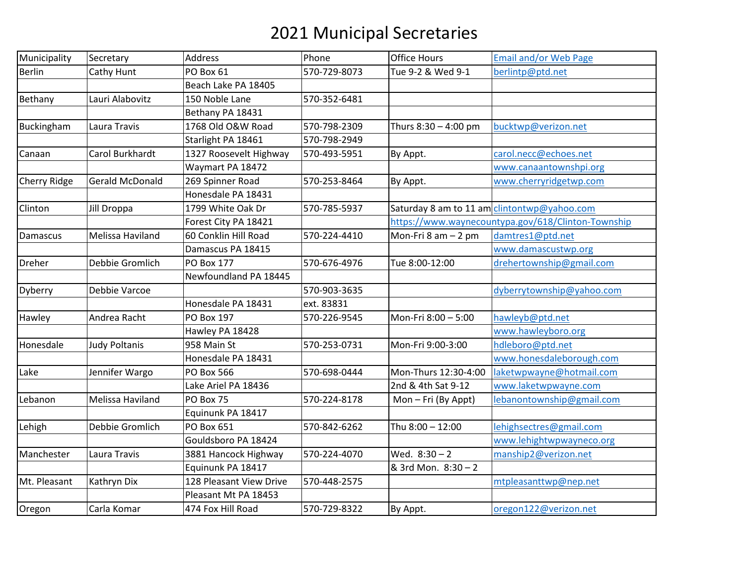# 2021 Municipal Secretaries

| Municipality | Secretary | Address | Phone | Office Hours | Email and/or Web Page |
|---|---|---|---|---|---|
| Berlin | Cathy Hunt | PO Box 61 | 570-729-8073 | Tue 9-2 & Wed 9-1 | berlintp@ptd.net |
| | | Beach Lake PA 18405 | | | |
| Bethany | Lauri Alabovitz | 150 Noble Lane | 570-352-6481 | | |
| | | Bethany PA 18431 | | | |
| Buckingham | Laura Travis | 1768 Old O&W Road | 570-798-2309 | Thurs 8:30 – 4:00 pm | bucktwp@verizon.net |
| | | Starlight PA 18461 | 570-798-2949 | | |
| Canaan | Carol Burkhardt | 1327 Roosevelt Highway | 570-493-5951 | By Appt. | carol.necc@echoes.net |
| | | Waymart PA 18472 | | | www.canaantownshipi.org |
| Cherry Ridge | Gerald McDonald | 269 Spinner Road | 570-253-8464 | By Appt. | www.cherryridgetwp.com |
| | | Honesdale PA 18431 | | | |
| Clinton | Jill Droppa | 1799 White Oak Dr | 570-785-5937 | Saturday 8 am to 11 am | clintontwp@yahoo.com |
| | | Forest City PA 18421 | | https://www.waynecountypa.gov/618/Clinton-Township | |
| Damascus | Melissa Haviland | 60 Conklin Hill Road | 570-224-4410 | Mon-Fri 8 am – 2 pm | damtres1@ptd.net |
| | | Damascus PA 18415 | | | www.damascustwp.org |
| Dreher | Debbie Gromlich | PO Box 177 | 570-676-4976 | Tue 8:00-12:00 | drehertownship@gmail.com |
| | | Newfoundland PA 18445 | | | |
| Dyberry | Debbie Varcoe | | 570-903-3635 | | dyberrytownship@yahoo.com |
| | | Honesdale PA 18431 | ext. 83831 | | |
| Hawley | Andrea Racht | PO Box 197 | 570-226-9545 | Mon-Fri 8:00 – 5:00 | hawleyb@ptd.net |
| | | Hawley PA 18428 | | | www.hawleyboro.org |
| Honesdale | Judy Poltanis | 958 Main St | 570-253-0731 | Mon-Fri 9:00-3:00 | hdleboro@ptd.net |
| | | Honesdale PA 18431 | | | www.honesdaleborough.com |
| Lake | Jennifer Wargo | PO Box 566 | 570-698-0444 | Mon-Thurs 12:30-4:00 | laketwpwayne@hotmail.com |
| | | Lake Ariel PA 18436 | | 2nd & 4th Sat 9-12 | www.laketwpwayne.com |
| Lebanon | Melissa Haviland | PO Box 75 | 570-224-8178 | Mon – Fri (By Appt) | lebanontownship@gmail.com |
| | | Equinunk PA 18417 | | | |
| Lehigh | Debbie Gromlich | PO Box 651 | 570-842-6262 | Thu 8:00 – 12:00 | lehighsectres@gmail.com |
| | | Gouldsboro PA 18424 | | | www.lehightwpwayneco.org |
| Manchester | Laura Travis | 3881 Hancock Highway | 570-224-4070 | Wed. 8:30 – 2 | manship2@verizon.net |
| | | Equinunk PA 18417 | | & 3rd Mon. 8:30 – 2 | |
| Mt. Pleasant | Kathryn Dix | 128 Pleasant View Drive | 570-448-2575 | | mtpleasanttwp@nep.net |
| | | Pleasant Mt PA 18453 | | | |
| Oregon | Carla Komar | 474 Fox Hill Road | 570-729-8322 | By Appt. | oregon122@verizon.net |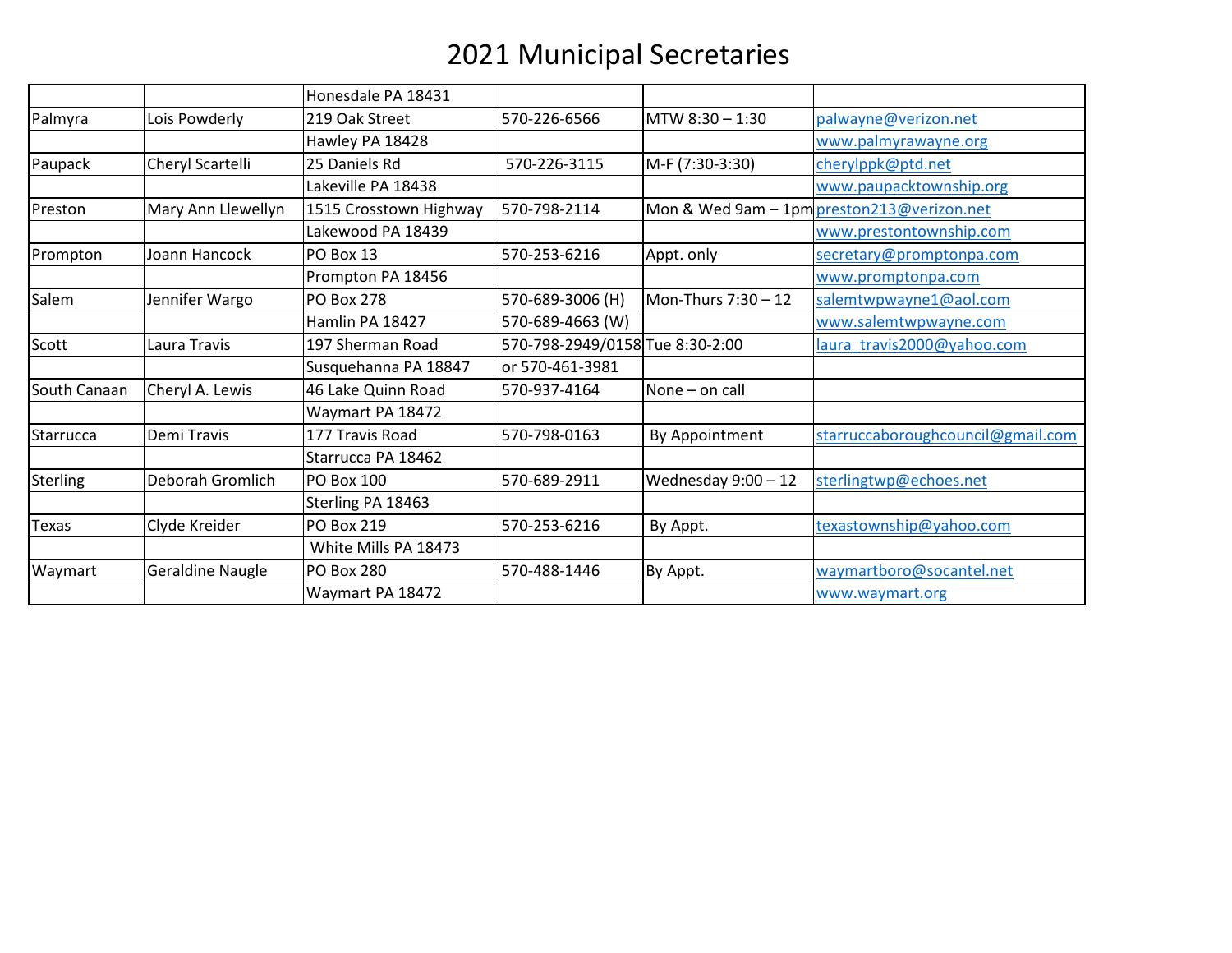# 2021 Municipal Secretaries

| | | | | | |
|---|---|---|---|---|---|
| | | Honesdale PA 18431 | | | |
| Palmyra | Lois Powderly | 219 Oak Street | 570-226-6566 | MTW 8:30 – 1:30 | palwayne@verizon.net |
| | | Hawley PA 18428 | | | www.palmyrawayne.org |
| Paupack | Cheryl Scartelli | 25 Daniels Rd | 570-226-3115 | M-F (7:30-3:30) | cherylppk@ptd.net |
| | | Lakeville PA 18438 | | | www.paupacktownship.org |
| Preston | Mary Ann Llewellyn | 1515 Crosstown Highway | 570-798-2114 | Mon & Wed 9am – 1pm | preston213@verizon.net |
| | | Lakewood PA 18439 | | | www.prestontownship.com |
| Prompton | Joann Hancock | PO Box 13 | 570-253-6216 | Appt. only | secretary@promptonpa.com |
| | | Prompton PA 18456 | | | www.promptonpa.com |
| Salem | Jennifer Wargo | PO Box 278 | 570-689-3006 (H) | Mon-Thurs 7:30 – 12 | salemtwpwayne1@aol.com |
| | | Hamlin PA 18427 | 570-689-4663 (W) | | www.salemtwpwayne.com |
| Scott | Laura Travis | 197 Sherman Road | 570-798-2949/0158 | Tue 8:30-2:00 | laura_travis2000@yahoo.com |
| | | Susquehanna PA 18847 | or 570-461-3981 | | |
| South Canaan | Cheryl A. Lewis | 46 Lake Quinn Road | 570-937-4164 | None – on call | |
| | | Waymart PA 18472 | | | |
| Starrucca | Demi Travis | 177 Travis Road | 570-798-0163 | By Appointment | starruccaboroughcouncil@gmail.com |
| | | Starrucca PA 18462 | | | |
| Sterling | Deborah Gromlich | PO Box 100 | 570-689-2911 | Wednesday 9:00 – 12 | sterlingtwp@echoes.net |
| | | Sterling PA 18463 | | | |
| Texas | Clyde Kreider | PO Box 219 | 570-253-6216 | By Appt. | texastownship@yahoo.com |
| | | White Mills PA 18473 | | | |
| Waymart | Geraldine Naugle | PO Box 280 | 570-488-1446 | By Appt. | waymartboro@socantel.net |
| | | Waymart PA 18472 | | | www.waymart.org |